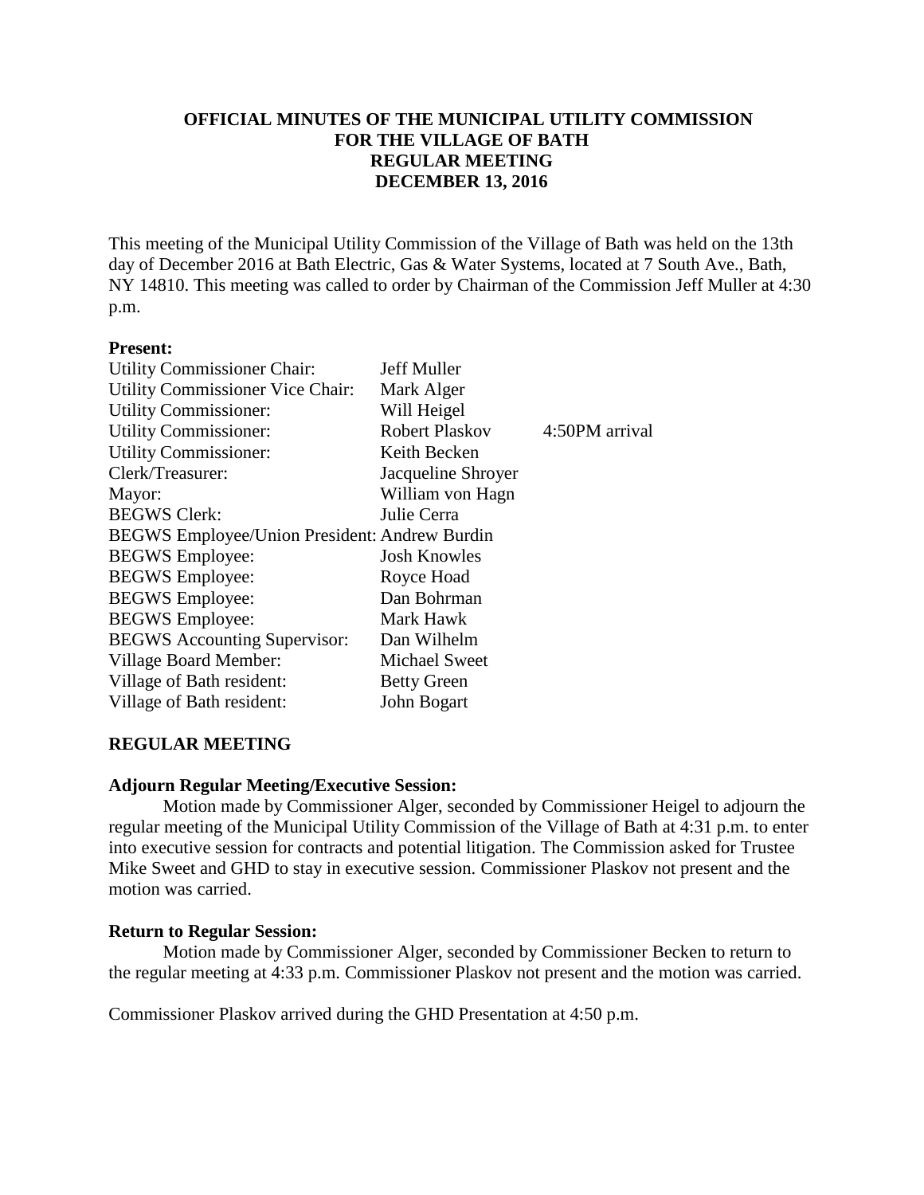# OFFICIAL MINUTES OF THE MUNICIPAL UTILITY COMMISSION FOR THE VILLAGE OF BATH REGULAR MEETING DECEMBER 13, 2016

This meeting of the Municipal Utility Commission of the Village of Bath was held on the 13th day of December 2016 at Bath Electric, Gas & Water Systems, located at 7 South Ave., Bath, NY 14810. This meeting was called to order by Chairman of the Commission Jeff Muller at 4:30 p.m.

**Present:**

| | | |
|---|---|---|
| Utility Commissioner Chair: | Jeff Muller | |
| Utility Commissioner Vice Chair: | Mark Alger | |
| Utility Commissioner: | Will Heigel | |
| Utility Commissioner: | Robert Plaskov | 4:50PM arrival |
| Utility Commissioner: | Keith Becken | |
| Clerk/Treasurer: | Jacqueline Shroyer | |
| Mayor: | William von Hagn | |
| BEGWS Clerk: | Julie Cerra | |
| BEGWS Employee/Union President: | Andrew Burdin | |
| BEGWS Employee: | Josh Knowles | |
| BEGWS Employee: | Royce Hoad | |
| BEGWS Employee: | Dan Bohrman | |
| BEGWS Employee: | Mark Hawk | |
| BEGWS Accounting Supervisor: | Dan Wilhelm | |
| Village Board Member: | Michael Sweet | |
| Village of Bath resident: | Betty Green | |
| Village of Bath resident: | John Bogart | |

## REGULAR MEETING

**Adjourn Regular Meeting/Executive Session:**

Motion made by Commissioner Alger, seconded by Commissioner Heigel to adjourn the regular meeting of the Municipal Utility Commission of the Village of Bath at 4:31 p.m. to enter into executive session for contracts and potential litigation. The Commission asked for Trustee Mike Sweet and GHD to stay in executive session. Commissioner Plaskov not present and the motion was carried.

**Return to Regular Session:**

Motion made by Commissioner Alger, seconded by Commissioner Becken to return to the regular meeting at 4:33 p.m. Commissioner Plaskov not present and the motion was carried.

Commissioner Plaskov arrived during the GHD Presentation at 4:50 p.m.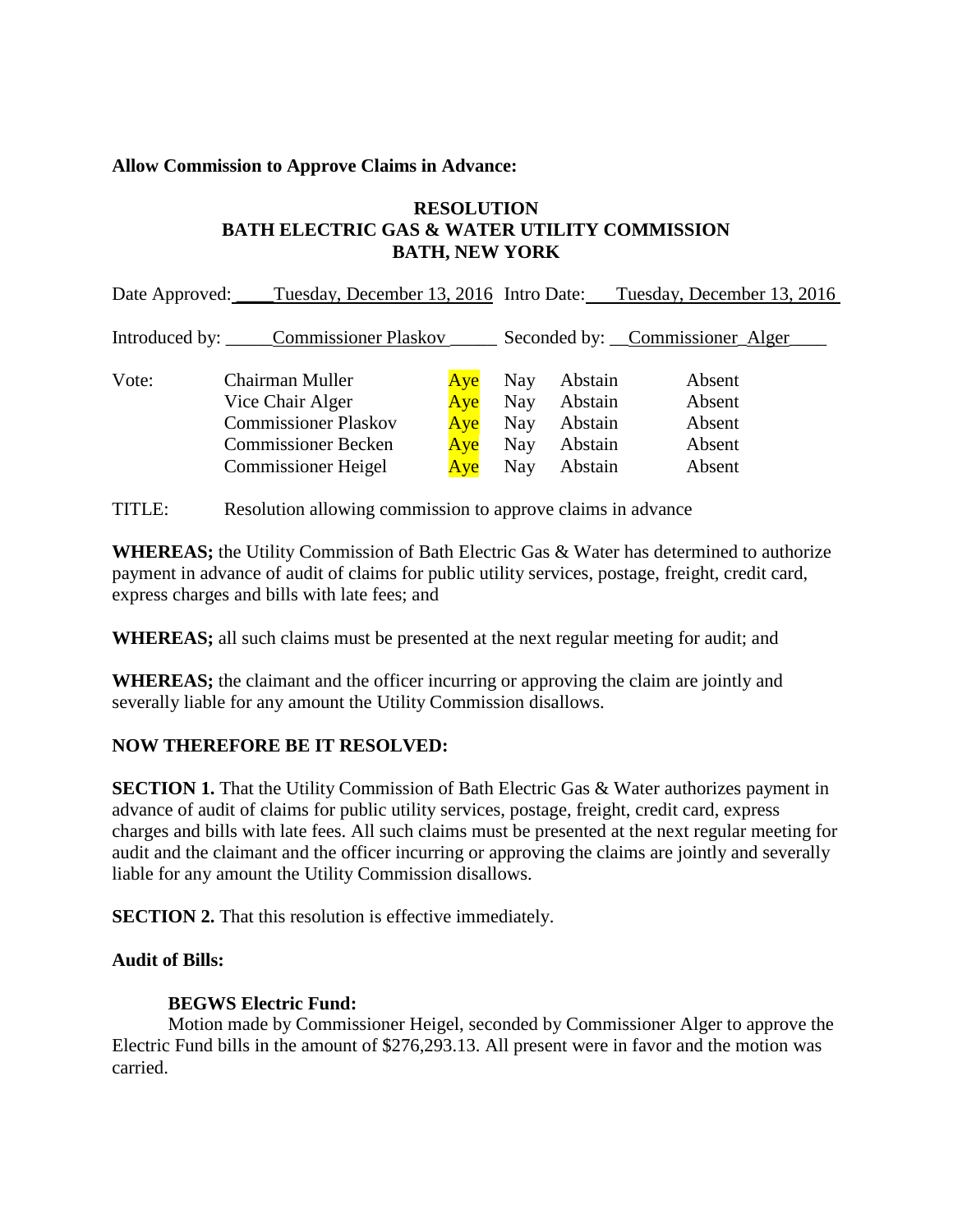**Allow Commission to Approve Claims in Advance:**

**RESOLUTION**
**BATH ELECTRIC GAS & WATER UTILITY COMMISSION**
**BATH, NEW YORK**

Date Approved: Tuesday, December 13, 2016 Intro Date: Tuesday, December 13, 2016

Introduced by: Commissioner Plaskov Seconded by: Commissioner Alger

| Vote: | | | | | |
|---|---|---|---|---|---|
| | Chairman Muller | Aye | Nay | Abstain | Absent |
| | Vice Chair Alger | Aye | Nay | Abstain | Absent |
| | Commissioner Plaskov | Aye | Nay | Abstain | Absent |
| | Commissioner Becken | Aye | Nay | Abstain | Absent |
| | Commissioner Heigel | Aye | Nay | Abstain | Absent |

TITLE: Resolution allowing commission to approve claims in advance

**WHEREAS;** the Utility Commission of Bath Electric Gas & Water has determined to authorize payment in advance of audit of claims for public utility services, postage, freight, credit card, express charges and bills with late fees; and

**WHEREAS;** all such claims must be presented at the next regular meeting for audit; and

**WHEREAS;** the claimant and the officer incurring or approving the claim are jointly and severally liable for any amount the Utility Commission disallows.

**NOW THEREFORE BE IT RESOLVED:**

**SECTION 1.** That the Utility Commission of Bath Electric Gas & Water authorizes payment in advance of audit of claims for public utility services, postage, freight, credit card, express charges and bills with late fees. All such claims must be presented at the next regular meeting for audit and the claimant and the officer incurring or approving the claims are jointly and severally liable for any amount the Utility Commission disallows.

**SECTION 2.** That this resolution is effective immediately.

**Audit of Bills:**

**BEGWS Electric Fund:**

Motion made by Commissioner Heigel, seconded by Commissioner Alger to approve the Electric Fund bills in the amount of $276,293.13. All present were in favor and the motion was carried.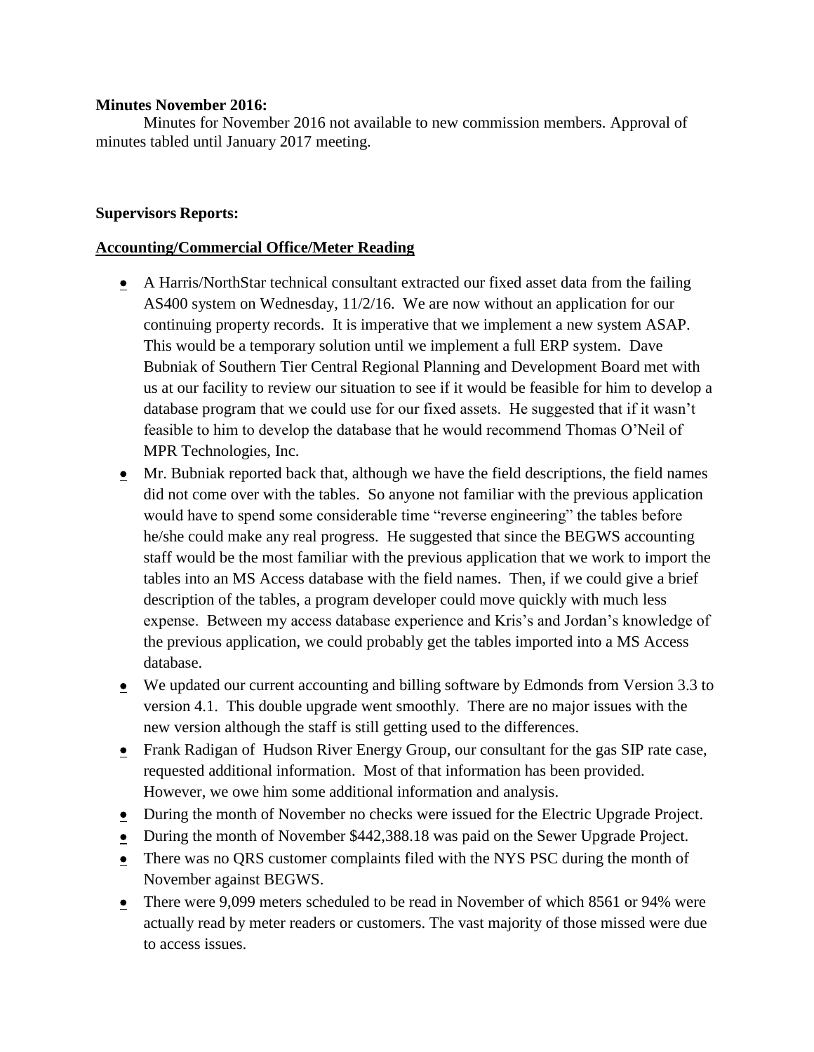**Minutes November 2016:**

Minutes for November 2016 not available to new commission members. Approval of minutes tabled until January 2017 meeting.

**Supervisors Reports:**

**Accounting/Commercial Office/Meter Reading**

- A Harris/NorthStar technical consultant extracted our fixed asset data from the failing AS400 system on Wednesday, 11/2/16. We are now without an application for our continuing property records. It is imperative that we implement a new system ASAP. This would be a temporary solution until we implement a full ERP system. Dave Bubniak of Southern Tier Central Regional Planning and Development Board met with us at our facility to review our situation to see if it would be feasible for him to develop a database program that we could use for our fixed assets. He suggested that if it wasn't feasible to him to develop the database that he would recommend Thomas O'Neil of MPR Technologies, Inc.
- Mr. Bubniak reported back that, although we have the field descriptions, the field names did not come over with the tables. So anyone not familiar with the previous application would have to spend some considerable time "reverse engineering" the tables before he/she could make any real progress. He suggested that since the BEGWS accounting staff would be the most familiar with the previous application that we work to import the tables into an MS Access database with the field names. Then, if we could give a brief description of the tables, a program developer could move quickly with much less expense. Between my access database experience and Kris's and Jordan's knowledge of the previous application, we could probably get the tables imported into a MS Access database.
- We updated our current accounting and billing software by Edmonds from Version 3.3 to version 4.1. This double upgrade went smoothly. There are no major issues with the new version although the staff is still getting used to the differences.
- Frank Radigan of Hudson River Energy Group, our consultant for the gas SIP rate case, requested additional information. Most of that information has been provided. However, we owe him some additional information and analysis.
- During the month of November no checks were issued for the Electric Upgrade Project.
- During the month of November $442,388.18 was paid on the Sewer Upgrade Project.
- There was no QRS customer complaints filed with the NYS PSC during the month of November against BEGWS.
- There were 9,099 meters scheduled to be read in November of which 8561 or 94% were actually read by meter readers or customers. The vast majority of those missed were due to access issues.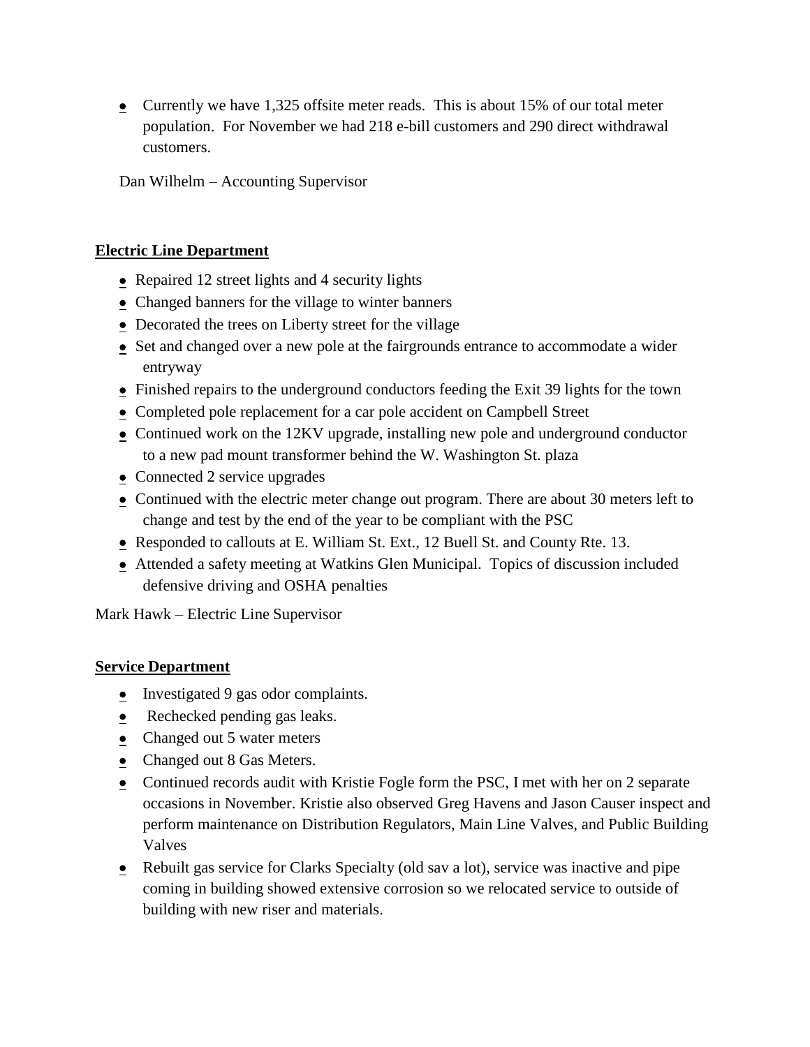- Currently we have 1,325 offsite meter reads. This is about 15% of our total meter population. For November we had 218 e-bill customers and 290 direct withdrawal customers.

Dan Wilhelm – Accounting Supervisor

## **Electric Line Department**

- Repaired 12 street lights and 4 security lights
- Changed banners for the village to winter banners
- Decorated the trees on Liberty street for the village
- Set and changed over a new pole at the fairgrounds entrance to accommodate a wider entryway
- Finished repairs to the underground conductors feeding the Exit 39 lights for the town
- Completed pole replacement for a car pole accident on Campbell Street
- Continued work on the 12KV upgrade, installing new pole and underground conductor to a new pad mount transformer behind the W. Washington St. plaza
- Connected 2 service upgrades
- Continued with the electric meter change out program. There are about 30 meters left to change and test by the end of the year to be compliant with the PSC
- Responded to callouts at E. William St. Ext., 12 Buell St. and County Rte. 13.
- Attended a safety meeting at Watkins Glen Municipal. Topics of discussion included defensive driving and OSHA penalties

Mark Hawk – Electric Line Supervisor

## **Service Department**

- Investigated 9 gas odor complaints.
- Rechecked pending gas leaks.
- Changed out 5 water meters
- Changed out 8 Gas Meters.
- Continued records audit with Kristie Fogle form the PSC, I met with her on 2 separate occasions in November. Kristie also observed Greg Havens and Jason Causer inspect and perform maintenance on Distribution Regulators, Main Line Valves, and Public Building Valves
- Rebuilt gas service for Clarks Specialty (old sav a lot), service was inactive and pipe coming in building showed extensive corrosion so we relocated service to outside of building with new riser and materials.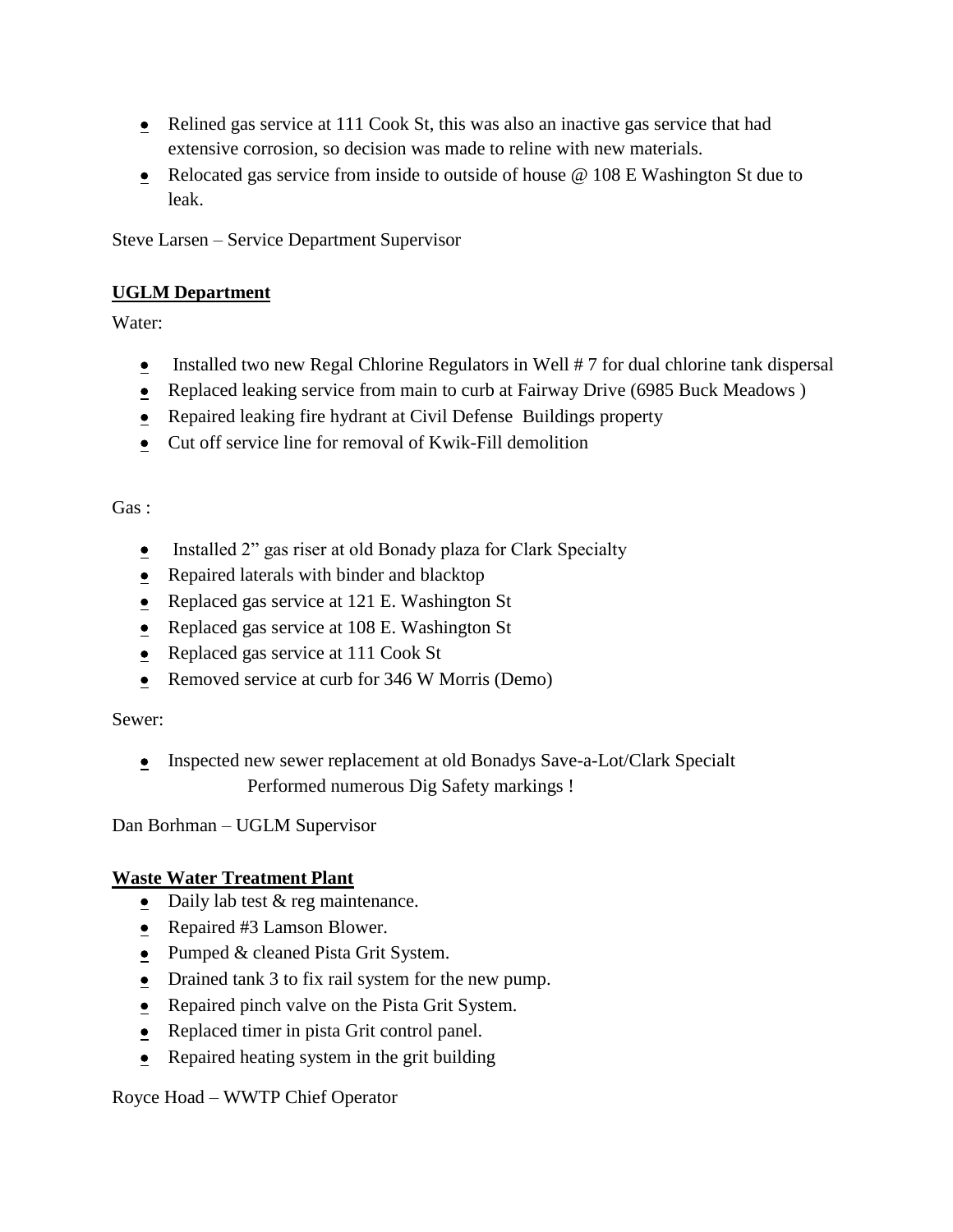- Relined gas service at 111 Cook St, this was also an inactive gas service that had extensive corrosion, so decision was made to reline with new materials.
- Relocated gas service from inside to outside of house @ 108 E Washington St due to leak.

Steve Larsen – Service Department Supervisor

**UGLM Department**

Water:

- Installed two new Regal Chlorine Regulators in Well # 7 for dual chlorine tank dispersal
- Replaced leaking service from main to curb at Fairway Drive (6985 Buck Meadows )
- Repaired leaking fire hydrant at Civil Defense Buildings property
- Cut off service line for removal of Kwik-Fill demolition

Gas :

- Installed 2" gas riser at old Bonady plaza for Clark Specialty
- Repaired laterals with binder and blacktop
- Replaced gas service at 121 E. Washington St
- Replaced gas service at 108 E. Washington St
- Replaced gas service at 111 Cook St
- Removed service at curb for 346 W Morris (Demo)

Sewer:

- Inspected new sewer replacement at old Bonadys Save-a-Lot/Clark Specialt
  Performed numerous Dig Safety markings !

Dan Borhman – UGLM Supervisor

**Waste Water Treatment Plant**

- Daily lab test & reg maintenance.
- Repaired #3 Lamson Blower.
- Pumped & cleaned Pista Grit System.
- Drained tank 3 to fix rail system for the new pump.
- Repaired pinch valve on the Pista Grit System.
- Replaced timer in pista Grit control panel.
- Repaired heating system in the grit building

Royce Hoad – WWTP Chief Operator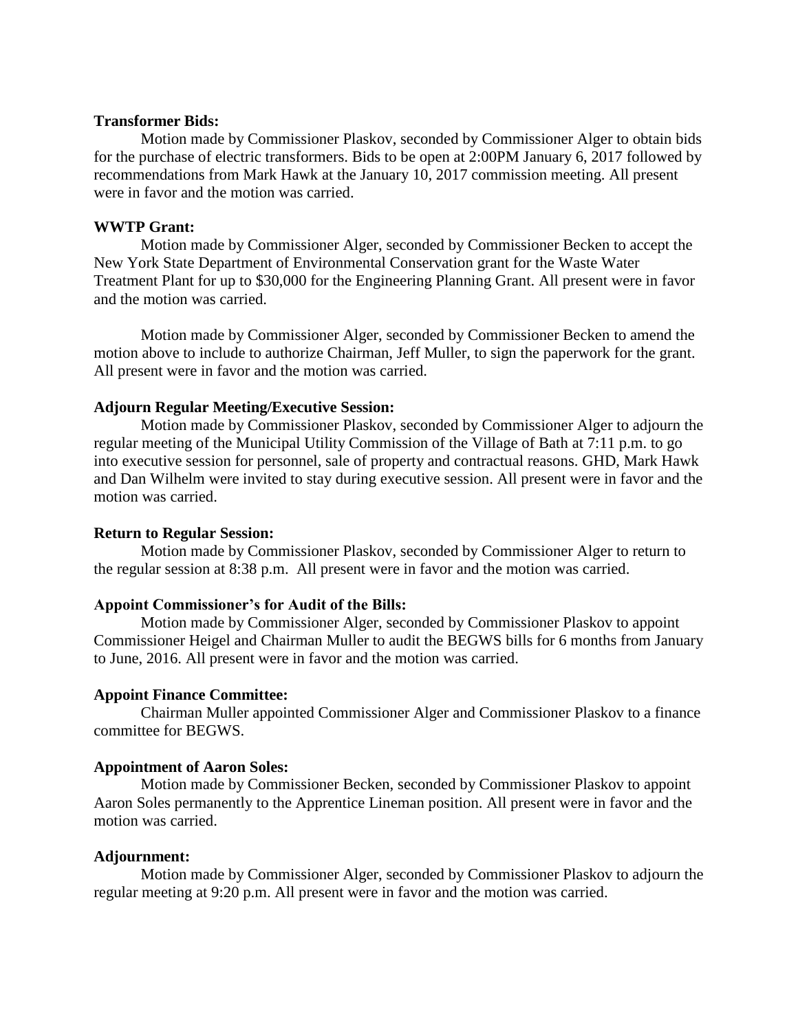**Transformer Bids:**

Motion made by Commissioner Plaskov, seconded by Commissioner Alger to obtain bids for the purchase of electric transformers. Bids to be open at 2:00PM January 6, 2017 followed by recommendations from Mark Hawk at the January 10, 2017 commission meeting. All present were in favor and the motion was carried.

**WWTP Grant:**

Motion made by Commissioner Alger, seconded by Commissioner Becken to accept the New York State Department of Environmental Conservation grant for the Waste Water Treatment Plant for up to $30,000 for the Engineering Planning Grant. All present were in favor and the motion was carried.

Motion made by Commissioner Alger, seconded by Commissioner Becken to amend the motion above to include to authorize Chairman, Jeff Muller, to sign the paperwork for the grant. All present were in favor and the motion was carried.

**Adjourn Regular Meeting/Executive Session:**

Motion made by Commissioner Plaskov, seconded by Commissioner Alger to adjourn the regular meeting of the Municipal Utility Commission of the Village of Bath at 7:11 p.m. to go into executive session for personnel, sale of property and contractual reasons. GHD, Mark Hawk and Dan Wilhelm were invited to stay during executive session. All present were in favor and the motion was carried.

**Return to Regular Session:**

Motion made by Commissioner Plaskov, seconded by Commissioner Alger to return to the regular session at 8:38 p.m. All present were in favor and the motion was carried.

**Appoint Commissioner's for Audit of the Bills:**

Motion made by Commissioner Alger, seconded by Commissioner Plaskov to appoint Commissioner Heigel and Chairman Muller to audit the BEGWS bills for 6 months from January to June, 2016. All present were in favor and the motion was carried.

**Appoint Finance Committee:**

Chairman Muller appointed Commissioner Alger and Commissioner Plaskov to a finance committee for BEGWS.

**Appointment of Aaron Soles:**

Motion made by Commissioner Becken, seconded by Commissioner Plaskov to appoint Aaron Soles permanently to the Apprentice Lineman position. All present were in favor and the motion was carried.

**Adjournment:**

Motion made by Commissioner Alger, seconded by Commissioner Plaskov to adjourn the regular meeting at 9:20 p.m. All present were in favor and the motion was carried.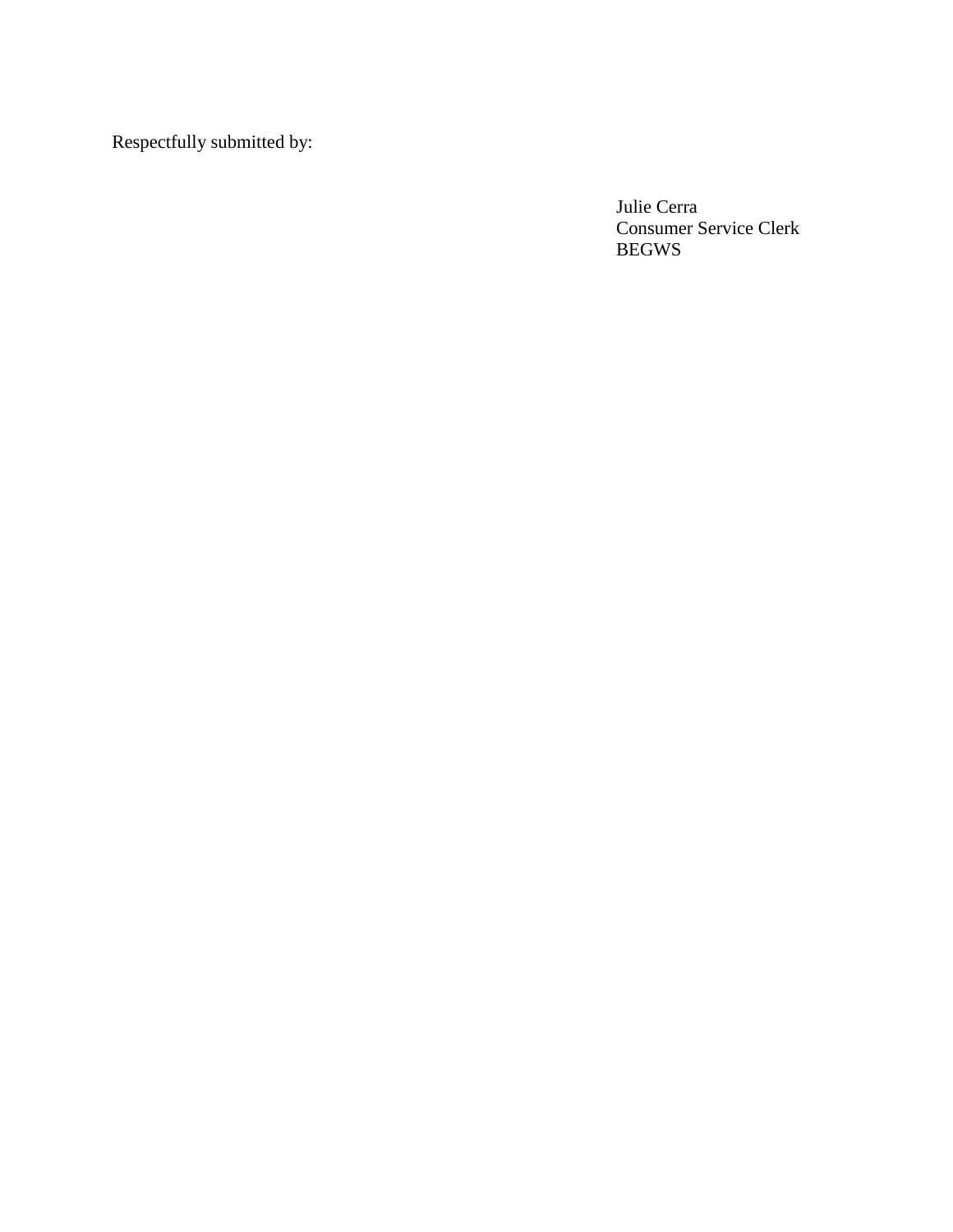Respectfully submitted by:

Julie Cerra
Consumer Service Clerk
BEGWS